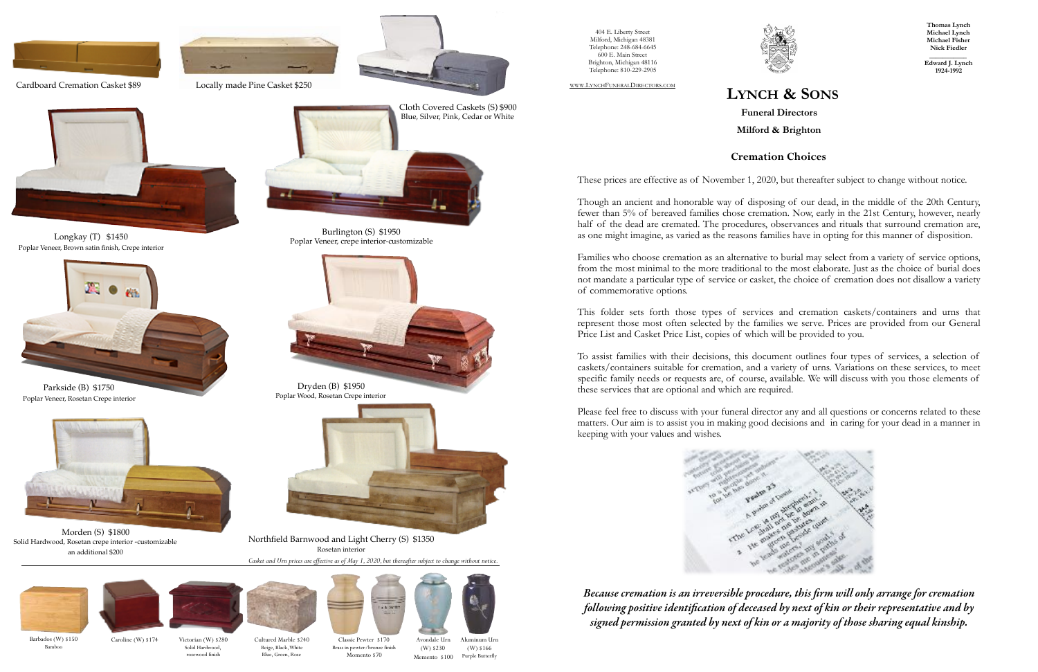Cardboard Cremation Casket $89

Locally made Pine Casket $250

Cloth Covered Caskets (S) $900
Blue, Silver, Pink, Cedar or White

Longkay (T) $1450
Poplar Veneer, Brown satin finish, Crepe interior

Burlington (S) $1950
Poplar Veneer, crepe interior-customizable

Parkside (B) $1750
Poplar Veneer, Rosetan Crepe interior

Dryden (B) $1950
Poplar Wood, Rosetan Crepe interior

Morden (S) $1800
Solid Hardwood, Rosetan crepe interior -customizable an additional $200

Northfield Barnwood and Light Cherry (S) $1350
Rosetan interior

*Casket and Urn prices are effective as of May 1, 2020, but thereafter subject to change without notice.*

Barbados (W) $150
Bamboo

Caroline (W) $174

Victorian (W) $280
Solid Hardwood, rosewood finish

Cultured Marble $240
Beige, Black, White
Blue, Green, Rose

Classic Pewter $170
Brass in pewter/bronze finish
Momento $70

Avondale Urn (W) $230
Memento $100

Aluminum Urn (W) $166
Purple Butterfly

404 E. Liberty Street
Milford, Michigan 48381
Telephone: 248-684-6645
600 E. Main Street
Brighton, Michigan 48116
Telephone: 810-229-2905

WWW.LYNCHFUNERALDIRECTORS.COM

**Thomas Lynch**
**Michael Lynch**
**Michael Fisher**
**Nick Fiedler**

**Edward J. Lynch**
**1924-1992**

# Lynch & Sons

**Funeral Directors**

**Milford & Brighton**

## Cremation Choices

These prices are effective as of November 1, 2020, but thereafter subject to change without notice.

Though an ancient and honorable way of disposing of our dead, in the middle of the 20th Century, fewer than 5% of bereaved families chose cremation. Now, early in the 21st Century, however, nearly half of the dead are cremated. The procedures, observances and rituals that surround cremation are, as one might imagine, as varied as the reasons families have in opting for this manner of disposition.

Families who choose cremation as an alternative to burial may select from a variety of service options, from the most minimal to the more traditional to the most elaborate. Just as the choice of burial does not mandate a particular type of service or casket, the choice of cremation does not disallow a variety of commemorative options.

This folder sets forth those types of services and cremation caskets/containers and urns that represent those most often selected by the families we serve. Prices are provided from our General Price List and Casket Price List, copies of which will be provided to you.

To assist families with their decisions, this document outlines four types of services, a selection of caskets/containers suitable for cremation, and a variety of urns. Variations on these services, to meet specific family needs or requests are, of course, available. We will discuss with you those elements of these services that are optional and which are required.

Please feel free to discuss with your funeral director any and all questions or concerns related to these matters. Our aim is to assist you in making good decisions and in caring for your dead in a manner in keeping with your values and wishes.

***Because cremation is an irreversible procedure, this firm will only arrange for cremation following positive identification of deceased by next of kin or their representative and by signed permission granted by next of kin or a majority of those sharing equal kinship.***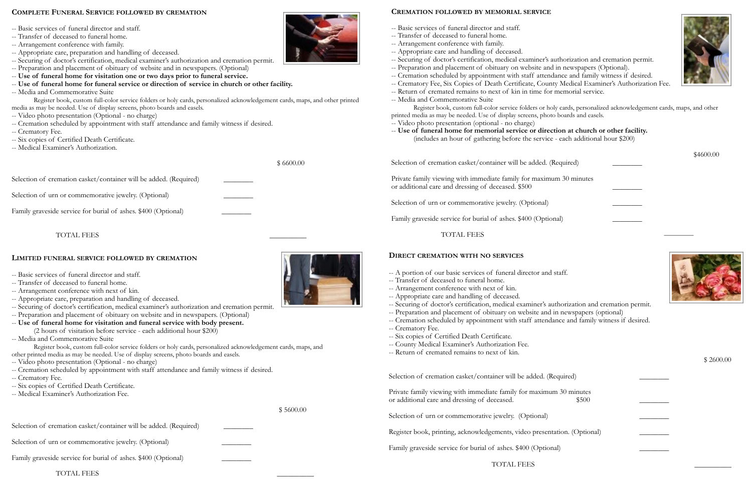## Complete Funeral Service followed by cremation

- -- Basic services of funeral director and staff.
- -- Transfer of deceased to funeral home.
- -- Arrangement conference with family.
- -- Appropriate care, preparation and handling of deceased.
- -- Securing of doctor's certification, medical examiner's authorization and cremation permit.
- -- Preparation and placement of obituary of website and in newspapers. (Optional)
- -- **Use of funeral home for visitation one or two days prior to funeral service.**
- -- **Use of funeral home for funeral service or direction of service in church or other facility.**
- -- Media and Commemorative Suite

  Register book, custom full-color service folders or holy cards, personalized acknowledgement cards, maps, and other printed media as may be needed. Use of display screens, photo boards and easels.
- -- Video photo presentation (Optional - no charge)
- -- Cremation scheduled by appointment with staff attendance and family witness if desired.
- -- Crematory Fee.
- -- Six copies of Certified Death Certificate.
- -- Medical Examiner's Authorization.

$ 6600.00

Selection of cremation casket/container will be added. (Required) ________

Selection of urn or commemorative jewelry. (Optional) ________

Family graveside service for burial of ashes. $400 (Optional) ________

TOTAL FEES __________

## Limited funeral service followed by cremation

- -- Basic services of funeral director and staff.
- -- Transfer of deceased to funeral home.
- -- Arrangement conference with next of kin.
- -- Appropriate care, preparation and handling of deceased.
- -- Securing of doctor's certification, medical examiner's authorization and cremation permit.
- -- Preparation and placement of obituary on website and in newspapers. (Optional)
- -- **Use of funeral home for visitation and funeral service with body present.**

  (2 hours of visitation before service - each additional hour $200)
- -- Media and Commemorative Suite

  Register book, custom full-color service folders or holy cards, personalized acknowledgement cards, maps, and other printed media as may be needed. Use of display screens, photo boards and easels.
- -- Video photo presentation (Optional - no charge)
- -- Cremation scheduled by appointment with staff attendance and family witness if desired.
- -- Crematory Fee.
- -- Six copies of Certified Death Certificate.
- -- Medical Examiner's Authorization Fee.

$ 5600.00

Selection of cremation casket/container will be added. (Required) ________

Selection of urn or commemorative jewelry. (Optional) ________

Family graveside service for burial of ashes. $400 (Optional) ________

TOTAL FEES __________

## Cremation followed by memorial service

- -- Basic services of funeral director and staff.
- -- Transfer of deceased to funeral home.
- -- Arrangement conference with family.
- -- Appropriate care and handling of deceased.
- -- Securing of doctor's certification, medical examiner's authorization and cremation permit.
- -- Preparation and placement of obituary on website and in newspapers (Optional).
- -- Cremation scheduled by appointment with staff attendance and family witness if desired.
- -- Crematory Fee, Six Copies of Death Certificate, County Medical Examiner's Authorization Fee.
- -- Return of cremated remains to next of kin in time for memorial service.
- -- Media and Commemorative Suite

  Register book, custom full-color service folders or holy cards, personalized acknowledgement cards, maps, and other printed media as may be needed. Use of display screens, photo boards and easels.
- -- Video photo presentation (optional - no charge)
- -- **Use of funeral home for memorial service or direction at church or other facility.**

  (includes an hour of gathering before the service - each additional hour $200)

$4600.00

Selection of cremation casket/container will be added. (Required) ________

Private family viewing with immediate family for maximum 30 minutes or additional care and dressing of deceased. $500 ________

Selection of urn or commemorative jewelry. (Optional) ________

Family graveside service for burial of ashes. $400 (Optional) ________

TOTAL FEES ________

## Direct cremation with no services

- -- A portion of our basic services of funeral director and staff.
- -- Transfer of deceased to funeral home.
- -- Arrangement conference with next of kin.
- -- Appropriate care and handling of deceased.
- -- Securing of doctor's certification, medical examiner's authorization and cremation permit.
- -- Preparation and placement of obituary on website and in newspapers (optional)
- -- Cremation scheduled by appointment with staff attendance and family witness if desired.
- -- Crematory Fee.
- -- Six copies of Certified Death Certificate.
- -- County Medical Examiner's Authorization Fee.
- -- Return of cremated remains to next of kin.

$ 2600.00

Selection of cremation casket/container will be added. (Required) ________

Private family viewing with immediate family for maximum 30 minutes or additional care and dressing of deceased. $500 ________

Selection of urn or commemorative jewelry. (Optional) ________

Register book, printing, acknowledgements, video presentation. (Optional) ________

Family graveside service for burial of ashes. $400 (Optional) ________

TOTAL FEES __________